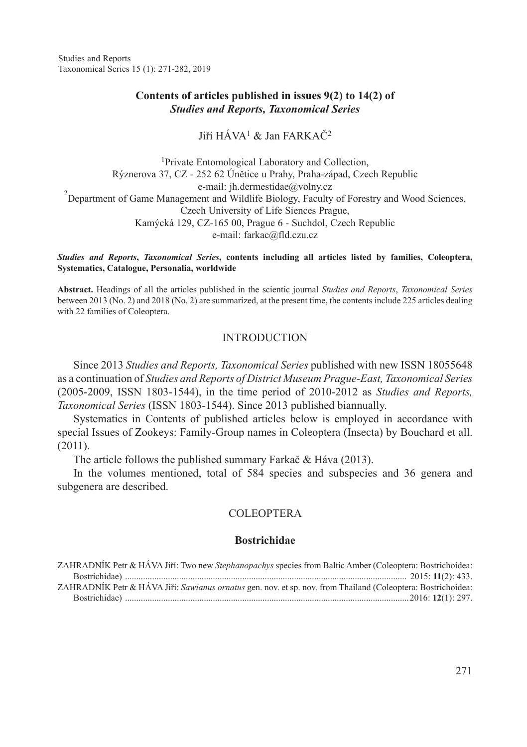# Contents of articles published in issues 9(2) to 14(2) of *Studies and Reports, Taxonomical Series*

Jiří HÁVA[1] & Jan FARKAČ[2]

[1]Private Entomological Laboratory and Collection,
Rýznerova 37, CZ - 252 62 Únětice u Prahy, Praha-západ, Czech Republic
e-mail: jh.dermestidae@volny.cz
[2]Department of Game Management and Wildlife Biology, Faculty of Forestry and Wood Sciences,
Czech University of Life Siences Prague,
Kamýcká 129, CZ-165 00, Prague 6 - Suchdol, Czech Republic
e-mail: farkac@fld.czu.cz

***Studies and Reports*, *Taxonomical Series*, contents including all articles listed by families, Coleoptera, Systematics, Catalogue, Personalia, worldwide**

**Abstract.** Headings of all the articles published in the scientic journal *Studies and Reports*, *Taxonomical Series* between 2013 (No. 2) and 2018 (No. 2) are summarized, at the present time, the contents include 225 articles dealing with 22 families of Coleoptera.

## INTRODUCTION

Since 2013 *Studies and Reports, Taxonomical Series* published with new ISSN 18055648 as a continuation of *Studies and Reports of District Museum Prague-East, Taxonomical Series* (2005-2009, ISSN 1803-1544), in the time period of 2010-2012 as *Studies and Reports, Taxonomical Series* (ISSN 1803-1544). Since 2013 published biannually.

Systematics in Contents of published articles below is employed in accordance with special Issues of Zookeys: Family-Group names in Coleoptera (Insecta) by Bouchard et all. (2011).

The article follows the published summary Farkač & Háva (2013).

In the volumes mentioned, total of 584 species and subspecies and 36 genera and subgenera are described.

## COLEOPTERA

### Bostrichidae

ZAHRADNÍK Petr & HÁVA Jiří: Two new *Stephanopachys* species from Baltic Amber (Coleoptera: Bostrichoidea: Bostrichidae) ............ 2015: **11**(2): 433.

ZAHRADNÍK Petr & HÁVA Jiří: *Sawianus ornatus* gen. nov. et sp. nov. from Thailand (Coleoptera: Bostrichoidea: Bostrichidae) ............ 2016: **12**(1): 297.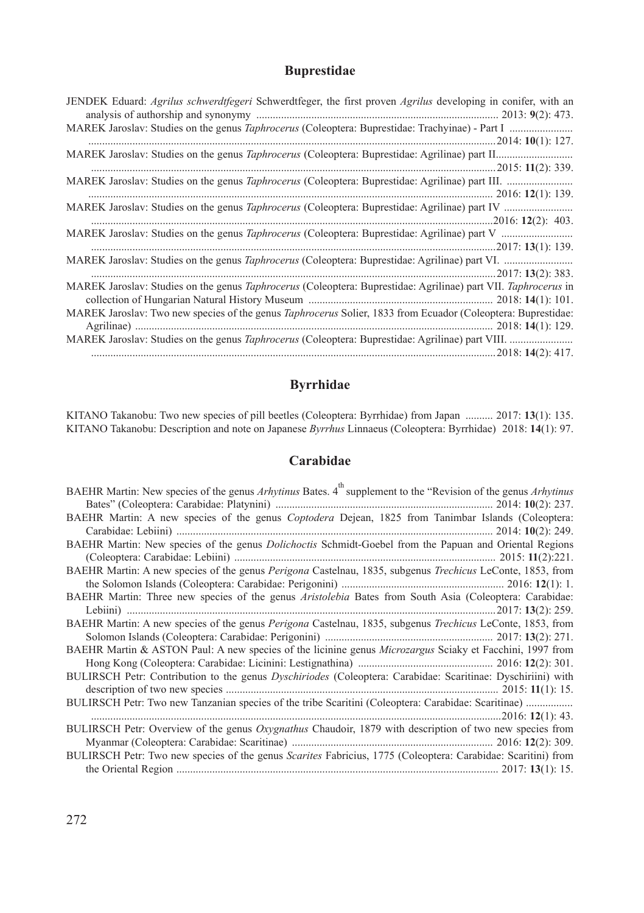## Buprestidae

JENDEK Eduard: *Agrilus schwerdtfegeri* Schwerdtfeger, the first proven *Agrilus* developing in conifer, with an analysis of authorship and synonymy ........................................ 2013: **9**(2): 473.

MAREK Jaroslav: Studies on the genus *Taphrocerus* (Coleoptera: Buprestidae: Trachyinae) - Part I ........................................ 2014: **10**(1): 127.

MAREK Jaroslav: Studies on the genus *Taphrocerus* (Coleoptera: Buprestidae: Agrilinae) part II........................................ 2015: **11**(2): 339.

MAREK Jaroslav: Studies on the genus *Taphrocerus* (Coleoptera: Buprestidae: Agrilinae) part III. ........................................ 2016: **12**(1): 139.

MAREK Jaroslav: Studies on the genus *Taphrocerus* (Coleoptera: Buprestidae: Agrilinae) part IV ........................................ 2016: **12**(2): 403.

MAREK Jaroslav: Studies on the genus *Taphrocerus* (Coleoptera: Buprestidae: Agrilinae) part V ........................................ 2017: **13**(1): 139.

MAREK Jaroslav: Studies on the genus *Taphrocerus* (Coleoptera: Buprestidae: Agrilinae) part VI. ........................................ 2017: **13**(2): 383.

MAREK Jaroslav: Studies on the genus *Taphrocerus* (Coleoptera: Buprestidae: Agrilinae) part VII. *Taphrocerus* in collection of Hungarian Natural History Museum ........................................ 2018: **14**(1): 101.

MAREK Jaroslav: Two new species of the genus *Taphrocerus* Solier, 1833 from Ecuador (Coleoptera: Buprestidae: Agrilinae) ........................................ 2018: **14**(1): 129.

MAREK Jaroslav: Studies on the genus *Taphrocerus* (Coleoptera: Buprestidae: Agrilinae) part VIII. ........................................ 2018: **14**(2): 417.

## Byrrhidae

KITANO Takanobu: Two new species of pill beetles (Coleoptera: Byrrhidae) from Japan .......... 2017: **13**(1): 135.

KITANO Takanobu: Description and note on Japanese *Byrrhus* Linnaeus (Coleoptera: Byrrhidae) 2018: **14**(1): 97.

## Carabidae

BAEHR Martin: New species of the genus *Arhytinus* Bates. 4th supplement to the "Revision of the genus *Arhytinus* Bates" (Coleoptera: Carabidae: Platynini) ........................................ 2014: **10**(2): 237.

BAEHR Martin: A new species of the genus *Coptodera* Dejean, 1825 from Tanimbar Islands (Coleoptera: Carabidae: Lebiini) ........................................ 2014: **10**(2): 249.

BAEHR Martin: New species of the genus *Dolichoctis* Schmidt-Goebel from the Papuan and Oriental Regions (Coleoptera: Carabidae: Lebiini) ........................................ 2015: **11**(2):221.

BAEHR Martin: A new species of the genus *Perigona* Castelnau, 1835, subgenus *Trechicus* LeConte, 1853, from the Solomon Islands (Coleoptera: Carabidae: Perigonini) ........................................ 2016: **12**(1): 1.

BAEHR Martin: Three new species of the genus *Aristolebia* Bates from South Asia (Coleoptera: Carabidae: Lebiini) ........................................ 2017: **13**(2): 259.

BAEHR Martin: A new species of the genus *Perigona* Castelnau, 1835, subgenus *Trechicus* LeConte, 1853, from Solomon Islands (Coleoptera: Carabidae: Perigonini) ........................................ 2017: **13**(2): 271.

BAEHR Martin & ASTON Paul: A new species of the licinine genus *Microzargus* Sciaky et Facchini, 1997 from Hong Kong (Coleoptera: Carabidae: Licinini: Lestignathina) ........................................ 2016: **12**(2): 301.

BULIRSCH Petr: Contribution to the genus *Dyschiriodes* (Coleoptera: Carabidae: Scaritinae: Dyschiriini) with description of two new species ........................................ 2015: **11**(1): 15.

BULIRSCH Petr: Two new Tanzanian species of the tribe Scaritini (Coleoptera: Carabidae: Scaritinae) ........................................ 2016: **12**(1): 43.

BULIRSCH Petr: Overview of the genus *Oxygnathus* Chaudoir, 1879 with description of two new species from Myanmar (Coleoptera: Carabidae: Scaritinae) ........................................ 2016: **12**(2): 309.

BULIRSCH Petr: Two new species of the genus *Scarites* Fabricius, 1775 (Coleoptera: Carabidae: Scaritini) from the Oriental Region ........................................ 2017: **13**(1): 15.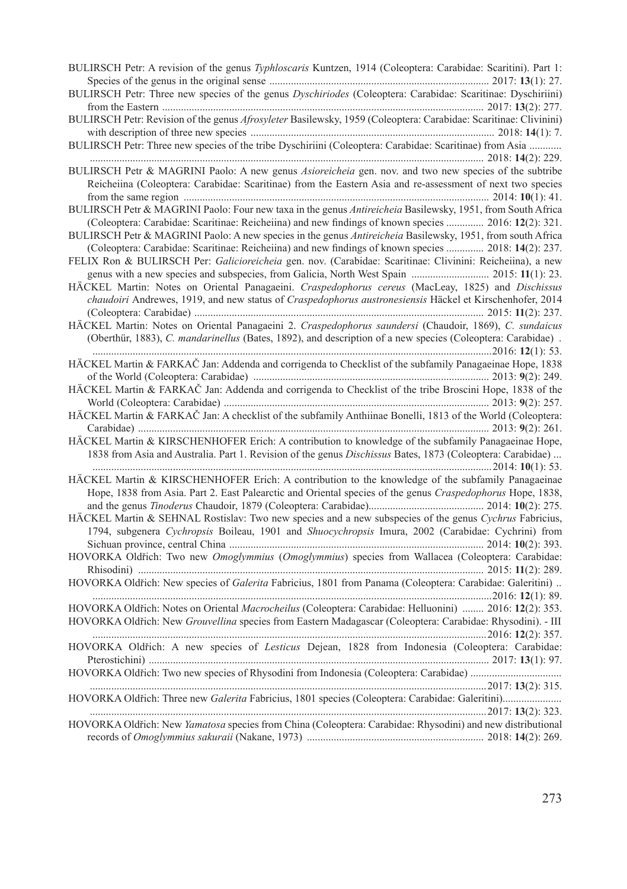BULIRSCH Petr: A revision of the genus *Typhloscaris* Kuntzen, 1914 (Coleoptera: Carabidae: Scaritini). Part 1: Species of the genus in the original sense ................................................................................. 2017: **13**(1): 27.

BULIRSCH Petr: Three new species of the genus *Dyschiriodes* (Coleoptera: Carabidae: Scaritinae: Dyschiriini) from the Eastern ....................................................................................................................... 2017: **13**(2): 277.

BULIRSCH Petr: Revision of the genus *Afrosyleter* Basilewsky, 1959 (Coleoptera: Carabidae: Scaritinae: Clivinini) with description of three new species .......................................................................................... 2018: **14**(1): 7.

BULIRSCH Petr: Three new species of the tribe Dyschiriini (Coleoptera: Carabidae: Scaritinae) from Asia ............ ................................................................................................................................................. 2018: **14**(2): 229.

BULIRSCH Petr & MAGRINI Paolo: A new genus *Asioreicheia* gen. nov. and two new species of the subtribe Reicheiina (Coleoptera: Carabidae: Scaritinae) from the Eastern Asia and re-assessment of next two species from the same region ................................................................................................................. 2014: **10**(1): 41.

BULIRSCH Petr & MAGRINI Paolo: Four new taxa in the genus *Antireicheia* Basilewsky, 1951, from South Africa (Coleoptera: Carabidae: Scaritinae: Reicheiina) and new findings of known species .............. 2016: **12**(2): 321.

BULIRSCH Petr & MAGRINI Paolo: A new species in the genus *Antireicheia* Basilewsky, 1951, from south Africa (Coleoptera: Carabidae: Scaritinae: Reicheiina) and new findings of known species .............. 2018: **14**(2): 237.

FELIX Ron & BULIRSCH Per: *Galicioreicheia* gen. nov. (Carabidae: Scaritinae: Clivinini: Reicheiina), a new genus with a new species and subspecies, from Galicia, North West Spain ............................. 2015: **11**(1): 23.

HÄCKEL Martin: Notes on Oriental Panagaeini. *Craspedophorus cereus* (MacLeay, 1825) and *Dischissus chaudoiri* Andrewes, 1919, and new status of *Craspedophorus austronesiensis* Häckel et Kirschenhofer, 2014 (Coleoptera: Carabidae) ........................................................................................................... 2015: **11**(2): 237.

HÄCKEL Martin: Notes on Oriental Panagaeini 2. *Craspedophorus saundersi* (Chaudoir, 1869), *C. sundaicus* (Oberthür, 1883), *C. mandarinellus* (Bates, 1892), and description of a new species (Coleoptera: Carabidae) . .....................................................................................................................................................2016: **12**(1): 53.

HÄCKEL Martin & FARKAČ Jan: Addenda and corrigenda to Checklist of the subfamily Panagaeinae Hope, 1838 of the World (Coleoptera: Carabidae) ....................................................................................... 2013: **9**(2): 249.

HÄCKEL Martin & FARKAČ Jan: Addenda and corrigenda to Checklist of the tribe Broscini Hope, 1838 of the World (Coleoptera: Carabidae) .................................................................................................. 2013: **9**(2): 257.

HÄCKEL Martin & FARKAČ Jan: A checklist of the subfamily Anthiinae Bonelli, 1813 of the World (Coleoptera: Carabidae) .................................................................................................................................. 2013: **9**(2): 261.

HÄCKEL Martin & KIRSCHENHOFER Erich: A contribution to knowledge of the subfamily Panagaeinae Hope, 1838 from Asia and Australia. Part 1. Revision of the genus *Dischissus* Bates, 1873 (Coleoptera: Carabidae) ... .....................................................................................................................................................2014: **10**(1): 53.

HÄCKEL Martin & KIRSCHENHOFER Erich: A contribution to the knowledge of the subfamily Panagaeinae Hope, 1838 from Asia. Part 2. East Palearctic and Oriental species of the genus *Craspedophorus* Hope, 1838, and the genus *Tinoderus* Chaudoir, 1879 (Coleoptera: Carabidae)........................................... 2014: **10**(2): 275.

HÄCKEL Martin & SEHNAL Rostislav: Two new species and a new subspecies of the genus *Cychrus* Fabricius, 1794, subgenera *Cychropsis* Boileau, 1901 and *Shuocychropsis* Imura, 2002 (Carabidae: Cychrini) from Sichuan province, central China .............................................................................................. 2014: **10**(2): 393.

HOVORKA Oldřich: Two new *Omoglymmius* (*Omoglymmius*) species from Wallacea (Coleoptera: Carabidae: Rhisodini) ................................................................................................................................. 2015: **11**(2): 289.

HOVORKA Oldřich: New species of *Galerita* Fabricius, 1801 from Panama (Coleoptera: Carabidae: Galeritini) .. .....................................................................................................................................................2016: **12**(1): 89.

HOVORKA Oldřich: Notes on Oriental *Macrocheilus* (Coleoptera: Carabidae: Helluonini) ........ 2016: **12**(2): 353.

HOVORKA Oldřich: New *Grouvellina* species from Eastern Madagascar (Coleoptera: Carabidae: Rhysodini). - III ...................................................................................................................................................2016: **12**(2): 357.

HOVORKA Oldřich: A new species of *Lesticus* Dejean, 1828 from Indonesia (Coleoptera: Carabidae: Pterostichini) .............................................................................................................................. 2017: **13**(1): 97.

HOVORKA Oldřich: Two new species of Rhysodini from Indonesia (Coleoptera: Carabidae) .................................. ...................................................................................................................................................2017: **13**(2): 315.

HOVORKA Oldřich: Three new *Galerita* Fabricius, 1801 species (Coleoptera: Carabidae: Galeritini)...................... ...................................................................................................................................................2017: **13**(2): 323.

HOVORKA Oldřich: New *Yamatosa* species from China (Coleoptera: Carabidae: Rhysodini) and new distributional records of *Omoglymmius sakuraii* (Nakane, 1973) ................................................................. 2018: **14**(2): 269.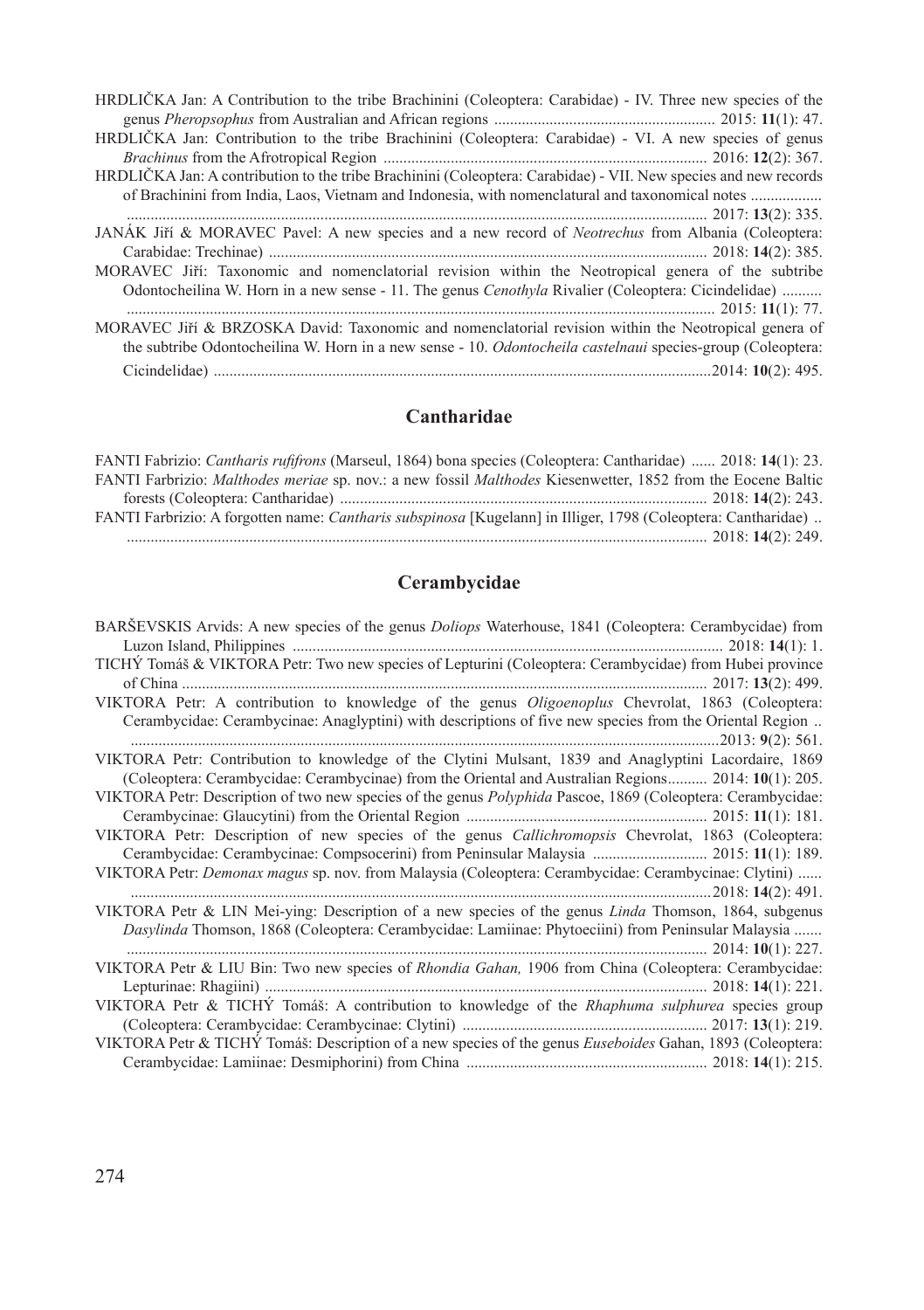HRDLIČKA Jan: A Contribution to the tribe Brachinini (Coleoptera: Carabidae) - IV. Three new species of the genus *Pheropsophus* from Australian and African regions ........................................................ 2015: **11**(1): 47.

HRDLIČKA Jan: Contribution to the tribe Brachinini (Coleoptera: Carabidae) - VI. A new species of genus *Brachinus* from the Afrotropical Region ................................................................................. 2016: **12**(2): 367.

HRDLIČKA Jan: A contribution to the tribe Brachinini (Coleoptera: Carabidae) - VII. New species and new records of Brachinini from India, Laos, Vietnam and Indonesia, with nomenclatural and taxonomical notes .................................................................................................................................................... 2017: **13**(2): 335.

JANÁK Jiří & MORAVEC Pavel: A new species and a new record of *Neotrechus* from Albania (Coleoptera: Carabidae: Trechinae) ............................................................................................................... 2018: **14**(2): 385.

MORAVEC Jiří: Taxonomic and nomenclatorial revision within the Neotropical genera of the subtribe Odontocheilina W. Horn in a new sense - 11. The genus *Cenothyla* Rivalier (Coleoptera: Cicindelidae) .................................................................................................................................................... 2015: **11**(1): 77.

MORAVEC Jiří & BRZOSKA David: Taxonomic and nomenclatorial revision within the Neotropical genera of the subtribe Odontocheilina W. Horn in a new sense - 10. *Odontocheila castelnaui* species-group (Coleoptera: Cicindelidae) .............................................................................................................2014: **10**(2): 495.

## Cantharidae

FANTI Fabrizio: *Cantharis rufifrons* (Marseul, 1864) bona species (Coleoptera: Cantharidae) ...... 2018: **14**(1): 23.

FANTI Farbrizio: *Malthodes meriae* sp. nov.: a new fossil *Malthodes* Kiesenwetter, 1852 from the Eocene Baltic forests (Coleoptera: Cantharidae) ............................................................................................ 2018: **14**(2): 243.

FANTI Farbrizio: A forgotten name: *Cantharis subspinosa* [Kugelann] in Illiger, 1798 (Coleoptera: Cantharidae) .................................................................................................................................................... 2018: **14**(2): 249.

## Cerambycidae

BARŠEVSKIS Arvids: A new species of the genus *Doliops* Waterhouse, 1841 (Coleoptera: Cerambycidae) from Luzon Island, Philippines ............................................................................................................ 2018: **14**(1): 1.

TICHÝ Tomáš & VIKTORA Petr: Two new species of Lepturini (Coleoptera: Cerambycidae) from Hubei province of China ..................................................................................................................................... 2017: **13**(2): 499.

VIKTORA Petr: A contribution to knowledge of the genus *Oligoenoplus* Chevrolat, 1863 (Coleoptera: Cerambycidae: Cerambycinae: Anaglyptini) with descriptions of five new species from the Oriental Region ....................................................................................................................................................2013: **9**(2): 561.

VIKTORA Petr: Contribution to knowledge of the Clytini Mulsant, 1839 and Anaglyptini Lacordaire, 1869 (Coleoptera: Cerambycidae: Cerambycinae) from the Oriental and Australian Regions.......... 2014: **10**(1): 205.

VIKTORA Petr: Description of two new species of the genus *Polyphida* Pascoe, 1869 (Coleoptera: Cerambycidae: Cerambycinae: Glaucytini) from the Oriental Region ............................................................ 2015: **11**(1): 181.

VIKTORA Petr: Description of new species of the genus *Callichromopsis* Chevrolat, 1863 (Coleoptera: Cerambycidae: Cerambycinae: Compsocerini) from Peninsular Malaysia ............................ 2015: **11**(1): 189.

VIKTORA Petr: *Demonax magus* sp. nov. from Malaysia (Coleoptera: Cerambycidae: Cerambycinae: Clytini) ....................................................................................................................................................2018: **14**(2): 491.

VIKTORA Petr & LIN Mei-ying: Description of a new species of the genus *Linda* Thomson, 1864, subgenus *Dasylinda* Thomson, 1868 (Coleoptera: Cerambycidae: Lamiinae: Phytoeciini) from Peninsular Malaysia .................................................................................................................................................... 2014: **10**(1): 227.

VIKTORA Petr & LIU Bin: Two new species of *Rhondia Gahan,* 1906 from China (Coleoptera: Cerambycidae: Lepturinae: Rhagiini) ............................................................................................................... 2018: **14**(1): 221.

VIKTORA Petr & TICHÝ Tomáš: A contribution to knowledge of the *Rhaphuma sulphurea* species group (Coleoptera: Cerambycidae: Cerambycinae: Clytini) ............................................................. 2017: **13**(1): 219.

VIKTORA Petr & TICHÝ Tomáš: Description of a new species of the genus *Euseboides* Gahan, 1893 (Coleoptera: Cerambycidae: Lamiinae: Desmiphorini) from China ............................................................ 2018: **14**(1): 215.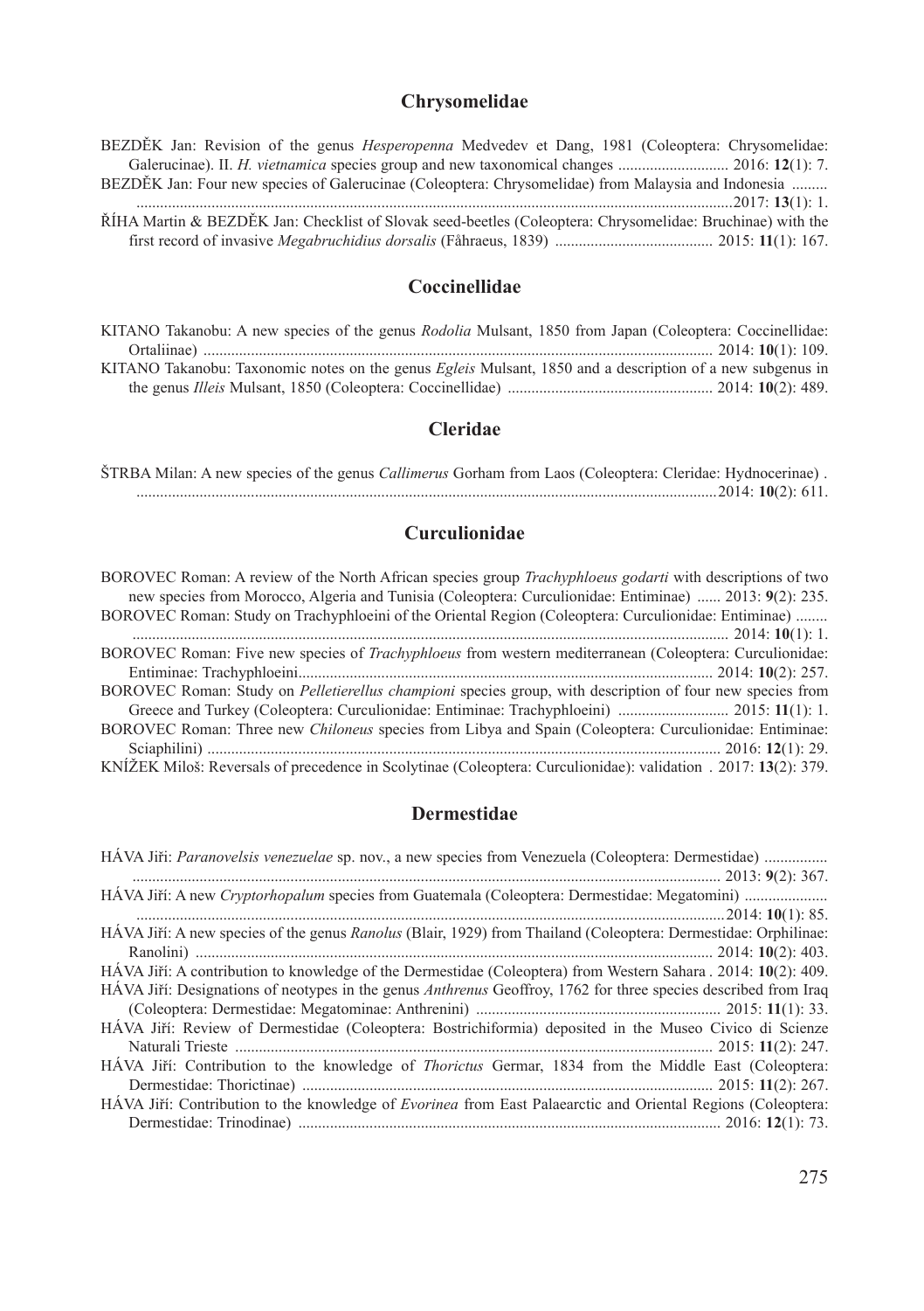## Chrysomelidae

BEZDĚK Jan: Revision of the genus *Hesperopenna* Medvedev et Dang, 1981 (Coleoptera: Chrysomelidae: Galerucinae). II. *H. vietnamica* species group and new taxonomical changes ............................ 2016: **12**(1): 7.

BEZDĚK Jan: Four new species of Galerucinae (Coleoptera: Chrysomelidae) from Malaysia and Indonesia ......... ......................................................................................................................................2017: **13**(1): 1.

ŘÍHA Martin & BEZDĚK Jan: Checklist of Slovak seed-beetles (Coleoptera: Chrysomelidae: Bruchinae) with the first record of invasive *Megabruchidius dorsalis* (Fåhraeus, 1839) ........................................ 2015: **11**(1): 167.

## Coccinellidae

KITANO Takanobu: A new species of the genus *Rodolia* Mulsant, 1850 from Japan (Coleoptera: Coccinellidae: Ortaliinae) ................................................................................................................................ 2014: **10**(1): 109.

KITANO Takanobu: Taxonomic notes on the genus *Egleis* Mulsant, 1850 and a description of a new subgenus in the genus *Illeis* Mulsant, 1850 (Coleoptera: Coccinellidae) .................................................... 2014: **10**(2): 489.

## Cleridae

ŠTRBA Milan: A new species of the genus *Callimerus* Gorham from Laos (Coleoptera: Cleridae: Hydnocerinae) . ..................................................................................................................................2014: **10**(2): 611.

## Curculionidae

BOROVEC Roman: A review of the North African species group *Trachyphloeus godarti* with descriptions of two new species from Morocco, Algeria and Tunisia (Coleoptera: Curculionidae: Entiminae) ...... 2013: **9**(2): 235.

BOROVEC Roman: Study on Trachyphloeini of the Oriental Region (Coleoptera: Curculionidae: Entiminae) ........ ...................................................................................................................................... 2014: **10**(1): 1.

BOROVEC Roman: Five new species of *Trachyphloeus* from western mediterranean (Coleoptera: Curculionidae: Entiminae: Trachyphloeini........................................................................................................ 2014: **10**(2): 257.

BOROVEC Roman: Study on *Pelletierellus championi* species group, with description of four new species from Greece and Turkey (Coleoptera: Curculionidae: Entiminae: Trachyphloeini) ............................ 2015: **11**(1): 1.

BOROVEC Roman: Three new *Chiloneus* species from Libya and Spain (Coleoptera: Curculionidae: Entiminae: Sciaphilini) ................................................................................................................................. 2016: **12**(1): 29.

KNÍŽEK Miloš: Reversals of precedence in Scolytinae (Coleoptera: Curculionidae): validation . 2017: **13**(2): 379.

## Dermestidae

HÁVA Jiři: *Paranovelsis venezuelae* sp. nov., a new species from Venezuela (Coleoptera: Dermestidae) ................ .................................................................................................................................... 2013: **9**(2): 367.

HÁVA Jiří: A new *Cryptorhopalum* species from Guatemala (Coleoptera: Dermestidae: Megatomini) ..................... .....................................................................................................................................2014: **10**(1): 85.

HÁVA Jiří: A new species of the genus *Ranolus* (Blair, 1929) from Thailand (Coleoptera: Dermestidae: Orphilinae: Ranolini) .................................................................................................................................. 2014: **10**(2): 403.

HÁVA Jiří: A contribution to knowledge of the Dermestidae (Coleoptera) from Western Sahara . 2014: **10**(2): 409.

HÁVA Jiří: Designations of neotypes in the genus *Anthrenus* Geoffroy, 1762 for three species described from Iraq (Coleoptera: Dermestidae: Megatominae: Anthrenini) .............................................................. 2015: **11**(1): 33.

HÁVA Jiří: Review of Dermestidae (Coleoptera: Bostrichiformia) deposited in the Museo Civico di Scienze Naturali Trieste ........................................................................................................................ 2015: **11**(2): 247.

HÁVA Jiří: Contribution to the knowledge of *Thorictus* Germar, 1834 from the Middle East (Coleoptera: Dermestidae: Thorictinae) ....................................................................................................... 2015: **11**(2): 267.

HÁVA Jiří: Contribution to the knowledge of *Evorinea* from East Palaearctic and Oriental Regions (Coleoptera: Dermestidae: Trinodinae) .......................................................................................................... 2016: **12**(1): 73.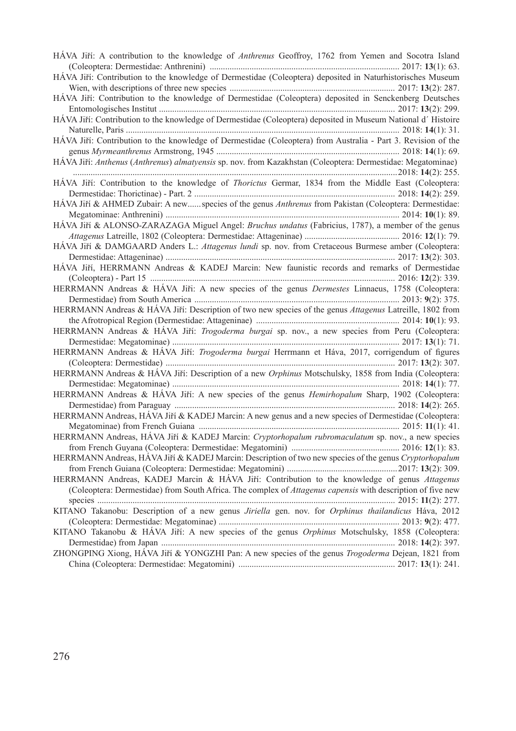HÁVA Jiří: A contribution to the knowledge of *Anthrenus* Geoffroy, 1762 from Yemen and Socotra Island (Coleoptera: Dermestidae: Anthrenini) .................................................................................... 2017: **13**(1): 63.

HÁVA Jiří: Contribution to the knowledge of Dermestidae (Coleoptera) deposited in Naturhistorisches Museum Wien, with descriptions of three new species ......................................................................... 2017: **13**(2): 287.

HÁVA Jiří: Contribution to the knowledge of Dermestidae (Coleoptera) deposited in Senckenberg Deutsches Entomologisches Institut ......................................................................................................... 2017: **13**(2): 299.

HÁVA Jiří: Contribution to the knowledge of Dermestidae (Coleoptera) deposited in Museum National d´ Histoire Naturelle, Paris .......................................................................................................................... 2018: **14**(1): 31.

HÁVA Jiří: Contribution to the knowledge of Dermestidae (Coleoptera) from Australia - Part 3. Revision of the genus *Myrmeanthrenus* Armstrong, 1945 .................................................................................. 2018: **14**(1): 69.

HÁVA Jiří: *Anthenus* (*Anthrenus*) *almatyensis* sp. nov. from Kazakhstan (Coleoptera: Dermestidae: Megatominae) ..................................................................................................................................................2018: **14**(2): 255.

HÁVA Jiří: Contribution to the knowledge of *Thorictus* Germar, 1834 from the Middle East (Coleoptera: Dermestidae: Thorictinae) - Part. 2 ......................................................................................... 2018: **14**(2): 259.

HÁVA Jiří & AHMED Zubair: A new......species of the genus *Anthrenus* from Pakistan (Coleoptera: Dermestidae: Megatominae: Anthrenini) ........................................................................................................ 2014: **10**(1): 89.

HÁVA Jiří & ALONSO-ZARAZAGA Miguel Angel: *Bruchus undatus* (Fabricius, 1787), a member of the genus *Attagenus* Latreille, 1802 (Coleoptera: Dermestidae: Attageninae) .......................................... 2016: **12**(1): 79.

HÁVA Jiří & DAMGAARD Anders L.: *Attagenus lundi* sp. nov. from Cretaceous Burmese amber (Coleoptera: Dermestidae: Attageninae) ...................................................................................................... 2017: **13**(2): 303.

HÁVA Jiří, HERRMANN Andreas & KADEJ Marcin: New faunistic records and remarks of Dermestidae (Coleoptera) - Part 15 .............................................................................................................. 2016: **12**(2): 339.

HERRMANN Andreas & HÁVA Jiři: A new species of the genus *Dermestes* Linnaeus, 1758 (Coleoptera: Dermestidae) from South America ........................................................................................... 2013: **9**(2): 375.

HERRMANN Andreas & HÁVA Jiří: Description of two new species of the genus *Attagenus* Latreille, 1802 from the Afrotropical Region (Dermestidae: Attageninae) ................................................................ 2014: **10**(1): 93.

HERRMANN Andreas & HÁVA Jiří: *Trogoderma burgai* sp. nov., a new species from Peru (Coleoptera: Dermestidae: Megatominae) ..................................................................................................... 2017: **13**(1): 71.

HERRMANN Andreas & HÁVA Jiří: *Trogoderma burgai* Herrmann et Háva, 2017, corrigendum of figures (Coleoptera: Dermestidae) ...................................................................................................... 2017: **13**(2): 307.

HERRMANN Andreas & HÁVA Jiří: Description of a new *Orphinus* Motschulsky, 1858 from India (Coleoptera: Dermestidae: Megatominae) ..................................................................................................... 2018: **14**(1): 77.

HERRMANN Andreas & HÁVA Jiří: A new species of the genus *Hemirhopalum* Sharp, 1902 (Coleoptera: Dermestidae) from Paraguay .................................................................................................. 2018: **14**(2): 265.

HERRMANN Andreas, HÁVA Jiří & KADEJ Marcin: A new genus and a new species of Dermestidae (Coleoptera: Megatominae) from French Guiana .......................................................................................... 2015: **11**(1): 41.

HERRMANN Andreas, HÁVA Jiří & KADEJ Marcin: *Cryptorhopalum rubromaculatum* sp. nov., a new species from French Guyana (Coleoptera: Dermestidae: Megatomini) ................................................ 2016: **12**(1): 83.

HERRMANN Andreas, HÁVA Jiří & KADEJ Marcin: Description of two new species of the genus *Cryptorhopalum* from French Guiana (Coleoptera: Dermestidae: Megatomini) ..................................................2017: **13**(2): 309.

HERRMANN Andreas, KADEJ Marcin & HÁVA Jiří: Contribution to the knowledge of genus *Attagenus* (Coleoptera: Dermestidae) from South Africa. The complex of *Attagenus capensis* with description of five new species ..................................................................................................................................... 2015: **11**(2): 277.

KITANO Takanobu: Description of a new genus *Jiriella* gen. nov. for *Orphinus thailandicus* Háva, 2012 (Coleoptera: Dermestidae: Megatominae) ................................................................................. 2013: **9**(2): 477.

KITANO Takanobu & HÁVA Jiří: A new species of the genus *Orphinus* Motschulsky, 1858 (Coleoptera: Dermestidae) from Japan ......................................................................................................... 2018: **14**(2): 397.

ZHONGPING Xiong, HÁVA Jiří & YONGZHI Pan: A new species of the genus *Trogoderma* Dejean, 1821 from China (Coleoptera: Dermestidae: Megatomini) ...................................................................... 2017: **13**(1): 241.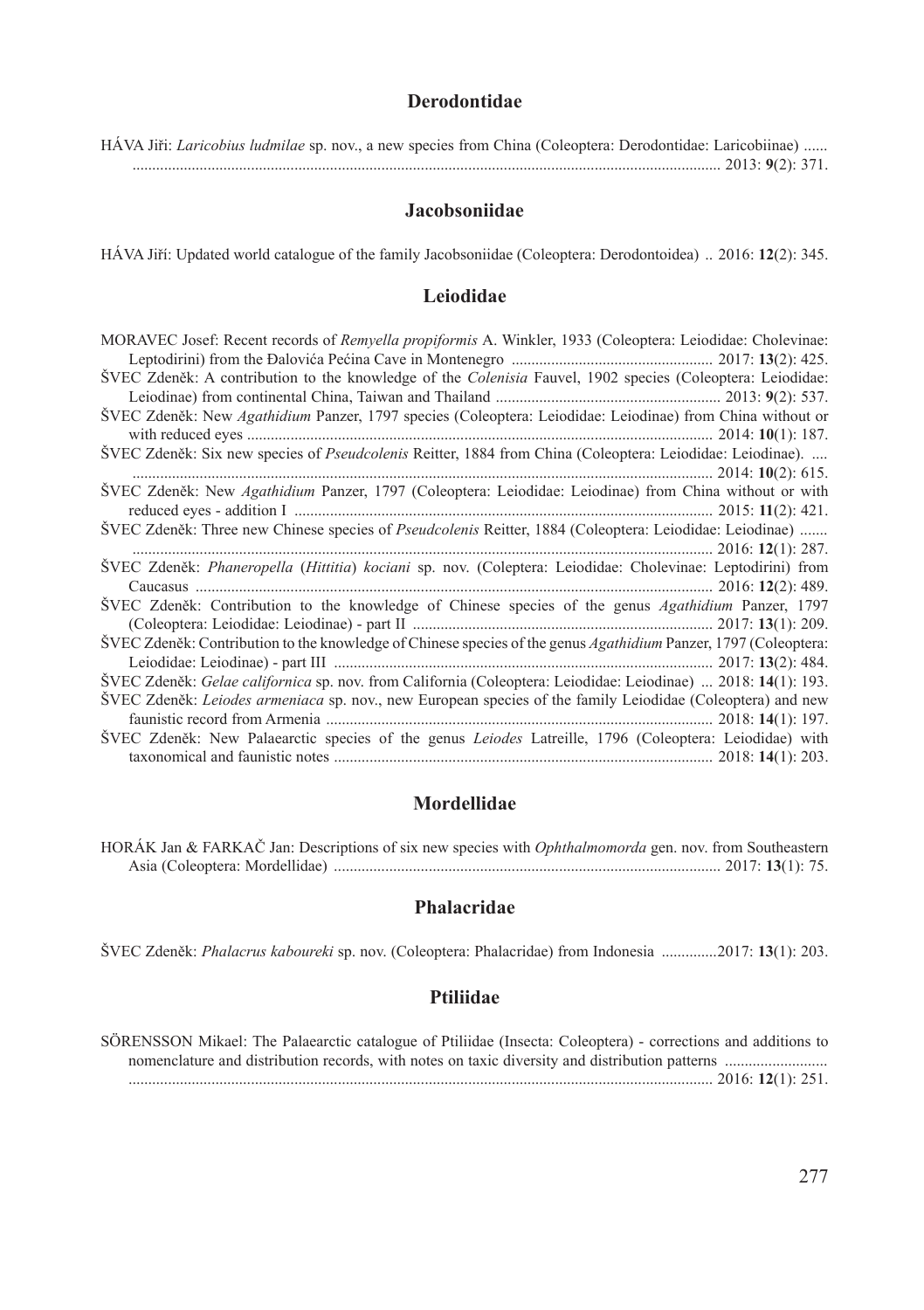## Derodontidae

HÁVA Jiři: *Laricobius ludmilae* sp. nov., a new species from China (Coleoptera: Derodontidae: Laricobiinae) ...... ........................................................................................................................................................ 2013: **9**(2): 371.

## Jacobsoniidae

HÁVA Jiří: Updated world catalogue of the family Jacobsoniidae (Coleoptera: Derodontoidea) .. 2016: **12**(2): 345.

## Leiodidae

MORAVEC Josef: Recent records of *Remyella propiformis* A. Winkler, 1933 (Coleoptera: Leiodidae: Cholevinae: Leptodirini) from the Đalovića Pećina Cave in Montenegro .................................................. 2017: **13**(2): 425.

ŠVEC Zdeněk: A contribution to the knowledge of the *Colenisia* Fauvel, 1902 species (Coleoptera: Leiodidae: Leiodinae) from continental China, Taiwan and Thailand ......................................................... 2013: **9**(2): 537.

ŠVEC Zdeněk: New *Agathidium* Panzer, 1797 species (Coleoptera: Leiodidae: Leiodinae) from China without or with reduced eyes ..................................................................................................................... 2014: **10**(1): 187.

ŠVEC Zdeněk: Six new species of *Pseudcolenis* Reitter, 1884 from China (Coleoptera: Leiodidae: Leiodinae). .... ........................................................................................................................................................ 2014: **10**(2): 615.

ŠVEC Zdeněk: New *Agathidium* Panzer, 1797 (Coleoptera: Leiodidae: Leiodinae) from China without or with reduced eyes - addition I ......................................................................................................... 2015: **11**(2): 421.

ŠVEC Zdeněk: Three new Chinese species of *Pseudcolenis* Reitter, 1884 (Coleoptera: Leiodidae: Leiodinae) ....... ........................................................................................................................................................ 2016: **12**(1): 287.

ŠVEC Zdeněk: *Phaneropella* (*Hittitia*) *kociani* sp. nov. (Coleptera: Leiodidae: Cholevinae: Leptodirini) from Caucasus ................................................................................................................................. 2016: **12**(2): 489.

ŠVEC Zdeněk: Contribution to the knowledge of Chinese species of the genus *Agathidium* Panzer, 1797 (Coleoptera: Leiodidae: Leiodinae) - part II ........................................................................... 2017: **13**(1): 209.

ŠVEC Zdeněk: Contribution to the knowledge of Chinese species of the genus *Agathidium* Panzer, 1797 (Coleoptera: Leiodidae: Leiodinae) - part III ............................................................................................... 2017: **13**(2): 484.

ŠVEC Zdeněk: *Gelae californica* sp. nov. from California (Coleoptera: Leiodidae: Leiodinae) ... 2018: **14**(1): 193.

ŠVEC Zdeněk: *Leiodes armeniaca* sp. nov., new European species of the family Leiodidae (Coleoptera) and new faunistic record from Armenia ................................................................................................. 2018: **14**(1): 197.

ŠVEC Zdeněk: New Palaearctic species of the genus *Leiodes* Latreille, 1796 (Coleoptera: Leiodidae) with taxonomical and faunistic notes ............................................................................................... 2018: **14**(1): 203.

## Mordellidae

HORÁK Jan & FARKAČ Jan: Descriptions of six new species with *Ophthalmomorda* gen. nov. from Southeastern Asia (Coleoptera: Mordellidae) ................................................................................................. 2017: **13**(1): 75.

## Phalacridae

ŠVEC Zdeněk: *Phalacrus kaboureki* sp. nov. (Coleoptera: Phalacridae) from Indonesia ..............2017: **13**(1): 203.

## Ptiliidae

SÖRENSSON Mikael: The Palaearctic catalogue of Ptiliidae (Insecta: Coleoptera) - corrections and additions to nomenclature and distribution records, with notes on taxic diversity and distribution patterns .......................... ........................................................................................................................................................ 2016: **12**(1): 251.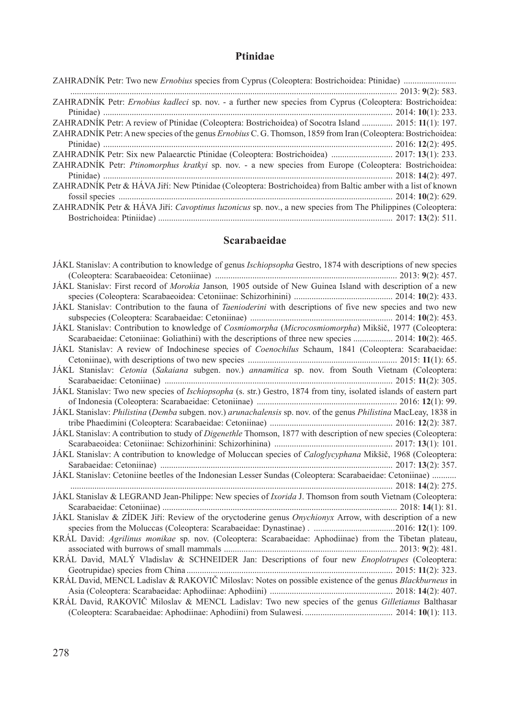## Ptinidae

ZAHRADNÍK Petr: Two new *Ernobius* species from Cyprus (Coleoptera: Bostrichoidea: Ptinidae) ........................ ........................................................................................................................................ 2013: **9**(2): 583.

ZAHRADNÍK Petr: *Ernobius kadleci* sp. nov. - a further new species from Cyprus (Coleoptera: Bostrichoidea: Ptinidae) ................................................................................................................................. 2014: **10**(1): 233.

ZAHRADNÍK Petr: A review of Ptinidae (Coleoptera: Bostrichoidea) of Socotra Island .............. 2015: **11**(1): 197.

ZAHRADNÍK Petr: A new species of the genus *Ernobius* C. G. Thomson, 1859 from Iran (Coleoptera: Bostrichoidea: Ptinidae) ................................................................................................................................. 2016: **12**(2): 495.

ZAHRADNÍK Petr: Six new Palaearctic Ptinidae (Coleoptera: Bostrichoidea) ............................ 2017: **13**(1): 233.

ZAHRADNÍK Petr: *Ptinomorphus kratkyi* sp. nov. - a new species from Europe (Coleoptera: Bostrichoidea: Ptinidae) ................................................................................................................................. 2018: **14**(2): 497.

ZAHRADNÍK Petr & HÁVA Jiří: New Ptinidae (Coleoptera: Bostrichoidea) from Baltic amber with a list of known fossil species ........................................................................................................... 2014: **10**(2): 629.

ZAHRADNÍK Petr & HÁVA Jiří: *Cavoptinus luzonicus* sp. nov., a new species from The Philippines (Coleoptera: Bostrichoidea: Ptiniidae) ......................................................................................................... 2017: **13**(2): 511.

## Scarabaeidae

JÁKL Stanislav: A contribution to knowledge of genus *Ischiopsopha* Gestro, 1874 with descriptions of new species (Coleoptera: Scarabaeoidea: Cetoniinae) ................................................................................. 2013: **9**(2): 457.

JÁKL Stanislav: First record of *Morokia* Janson*,* 1905 outside of New Guinea Island with description of a new species (Coleoptera: Scarabaeoidea: Cetoniinae: Schizorhinini) ............................................. 2014: **10**(2): 433.

JÁKL Stanislav: Contribution to the fauna of *Taenioderini* with descriptions of five new species and two new subspecies (Coleoptera: Scarabaeidae: Cetoniinae) ................................................................. 2014: **10**(2): 453.

JÁKL Stanislav: Contribution to knowledge of *Cosmiomorpha* (*Microcosmiomorpha*) Mikšič, 1977 (Coleoptera: Scarabaeidae: Cetoniinae: Goliathini) with the descriptions of three new species .................. 2014: **10**(2): 465.

JÁKL Stanislav: A review of Indochinese species of *Coenochilus* Schaum, 1841 (Coleoptera: Scarabaeidae: Cetoniinae), with descriptions of two new species .................................................................. 2015: **11**(1): 65.

JÁKL Stanislav: *Cetonia* (*Sakaiana* subgen. nov.) *annamitica* sp. nov. from South Vietnam (Coleoptera: Scarabaeidae: Cetoniinae) ...................................................................................................... 2015: **11**(2): 305.

JÁKL Stanislav: Two new species of *Ischiopsopha* (s. str.) Gestro, 1874 from tiny, isolated islands of eastern part of Indonesia (Coleoptera: Scarabaeidae: Cetoniinae) ............................................................... 2016: **12**(1): 99.

JÁKL Stanislav: *Philistina* (*Demba* subgen. nov.) *arunachalensis* sp. nov. of the genus *Philistina* MacLeay, 1838 in tribe Phaedimini (Coleoptera: Scarabaeidae: Cetoniinae) ....................................................... 2016: **12**(2): 387.

JÁKL Stanislav: A contribution to study of *Digenethle* Thomson, 1877 with description of new species (Coleoptera: Scarabaeoidea: Cetoniinae: Schizorhinini: Schizorhinina) ..................................................... 2017: **13**(1): 101.

JÁKL Stanislav: A contribution to knowledge of Moluccan species of *Caloglycyphana* Mikšič, 1968 (Coleoptera: Sarabaeidae: Cetoniinae) .......................................................................................................... 2017: **13**(2): 357.

JÁKL Stanislav: Cetoniine beetles of the Indonesian Lesser Sundas (Coleoptera: Scarabaeidae: Cetoniinae) ........... ........................................................................................................................................ 2018: **14**(2): 275.

JÁKL Stanislav & LEGRAND Jean-Philippe: New species of *Ixorida* J. Thomson from south Vietnam (Coleoptera: Scarabaeidae: Cetoniinae) .......................................................................................................... 2018: **14**(1): 81.

JÁKL Stanislav & ZÍDEK Jiří: Review of the oryctoderine genus *Onychionyx* Arrow, with description of a new species from the Moluccas (Coleoptera: Scarabaeidae: Dynastinae) . .....................................2016: **12**(1): 109.

KRÁL David: *Agrilinus monikae* sp. nov. (Coleoptera: Scarabaeidae: Aphodiinae) from the Tibetan plateau, associated with burrows of small mammals .............................................................................. 2013: **9**(2): 481.

KRÁL David, MALÝ Vladislav & SCHNEIDER Jan: Descriptions of four new *Enoplotrupes* (Coleoptera: Geotrupidae) species from China ............................................................................................. 2015: **11**(2): 323.

KRÁL David, MENCL Ladislav & RAKOVIČ Miloslav: Notes on possible existence of the genus *Blackburneus* in Asia (Coleoptera: Scarabaeidae: Aphodiinae: Aphodiini) ........................................................ 2018: **14**(2): 407.

KRÁL David, RAKOVIČ Miloslav & MENCL Ladislav: Two new species of the genus *Gilletianus* Balthasar (Coleoptera: Scarabaeidae: Aphodiinae: Aphodiini) from Sulawesi. ........................................ 2014: **10**(1): 113.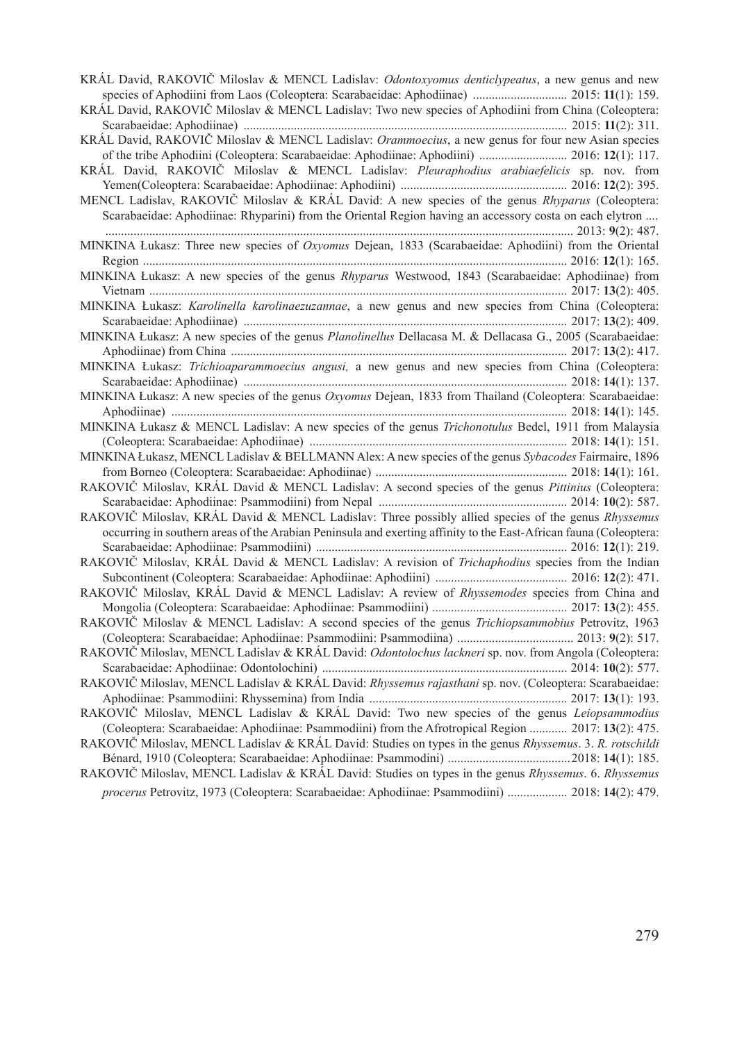KRÁL David, RAKOVIČ Miloslav & MENCL Ladislav: *Odontoxyomus denticlypeatus*, a new genus and new species of Aphodiini from Laos (Coleoptera: Scarabaeidae: Aphodiinae) .............................. 2015: **11**(1): 159.

KRÁL David, RAKOVIČ Miloslav & MENCL Ladislav: Two new species of Aphodiini from China (Coleoptera: Scarabaeidae: Aphodiinae) ...................................................................................................... 2015: **11**(2): 311.

KRÁL David, RAKOVIČ Miloslav & MENCL Ladislav: *Orammoecius*, a new genus for four new Asian species of the tribe Aphodiini (Coleoptera: Scarabaeidae: Aphodiinae: Aphodiini) ............................ 2016: **12**(1): 117.

KRÁL David, RAKOVIČ Miloslav & MENCL Ladislav: *Pleuraphodius arabiaefelicis* sp. nov. from Yemen(Coleoptera: Scarabaeidae: Aphodiinae: Aphodiini) ..................................................... 2016: **12**(2): 395.

MENCL Ladislav, RAKOVIČ Miloslav & KRÁL David: A new species of the genus *Rhyparus* (Coleoptera: Scarabaeidae: Aphodiinae: Rhyparini) from the Oriental Region having an accessory costa on each elytron .... .................................................................................................................................................. 2013: **9**(2): 487.

MINKINA Łukasz: Three new species of *Oxyomus* Dejean, 1833 (Scarabaeidae: Aphodiini) from the Oriental Region ...................................................................................................................................... 2016: **12**(1): 165.

MINKINA Łukasz: A new species of the genus *Rhyparus* Westwood, 1843 (Scarabaeidae: Aphodiinae) from Vietnam ..................................................................................................................................... 2017: **13**(2): 405.

MINKINA Łukasz: *Karolinella karolinaezuzannae*, a new genus and new species from China (Coleoptera: Scarabaeidae: Aphodiinae) ...................................................................................................... 2017: **13**(2): 409.

MINKINA Łukasz: A new species of the genus *Planolinellus* Dellacasa M. & Dellacasa G., 2005 (Scarabaeidae: Aphodiinae) from China ........................................................................................................... 2017: **13**(2): 417.

MINKINA Łukasz: *Trichioaparammoecius angusi,* a new genus and new species from China (Coleoptera: Scarabaeidae: Aphodiinae) ...................................................................................................... 2018: **14**(1): 137.

MINKINA Łukasz: A new species of the genus *Oxyomus* Dejean, 1833 from Thailand (Coleoptera: Scarabaeidae: Aphodiinae) .............................................................................................................................. 2018: **14**(1): 145.

MINKINA Łukasz & MENCL Ladislav: A new species of the genus *Trichonotulus* Bedel, 1911 from Malaysia (Coleoptera: Scarabaeidae: Aphodiinae) .................................................................................. 2018: **14**(1): 151.

MINKINA Łukasz, MENCL Ladislav & BELLMANN Alex: A new species of the genus *Sybacodes* Fairmaire, 1896 from Borneo (Coleoptera: Scarabaeidae: Aphodiinae) ............................................................. 2018: **14**(1): 161.

RAKOVIČ Miloslav, KRÁL David & MENCL Ladislav: A second species of the genus *Pittinius* (Coleoptera: Scarabaeidae: Aphodiinae: Psammodiini) from Nepal ............................................................ 2014: **10**(2): 587.

RAKOVIČ Miloslav, KRÁL David & MENCL Ladislav: Three possibly allied species of the genus *Rhyssemus* occurring in southern areas of the Arabian Peninsula and exerting affinity to the East-African fauna (Coleoptera: Scarabaeidae: Aphodiinae: Psammodiini) ................................................................................ 2016: **12**(1): 219.

RAKOVIČ Miloslav, KRÁL David & MENCL Ladislav: A revision of *Trichaphodius* species from the Indian Subcontinent (Coleoptera: Scarabaeidae: Aphodiinae: Aphodiini) .......................................... 2016: **12**(2): 471.

RAKOVIČ Miloslav, KRÁL David & MENCL Ladislav: A review of *Rhyssemodes* species from China and Mongolia (Coleoptera: Scarabaeidae: Aphodiinae: Psammodiini) ........................................... 2017: **13**(2): 455.

RAKOVIČ Miloslav & MENCL Ladislav: A second species of the genus *Trichiopsammobius* Petrovitz, 1963 (Coleoptera: Scarabaeidae: Aphodiinae: Psammodiini: Psammodiina) ..................................... 2013: **9**(2): 517.

RAKOVIČ Miloslav, MENCL Ladislav & KRÁL David: *Odontolochus lackneri* sp. nov. from Angola (Coleoptera: Scarabaeidae: Aphodiinae: Odontolochini) ............................................................................. 2014: **10**(2): 577.

RAKOVIČ Miloslav, MENCL Ladislav & KRÁL David: *Rhyssemus rajasthani* sp. nov. (Coleoptera: Scarabaeidae: Aphodiinae: Psammodiini: Rhyssemina) from India ............................................................... 2017: **13**(1): 193.

RAKOVIČ Miloslav, MENCL Ladislav & KRÁL David: Two new species of the genus *Leiopsammodius* (Coleoptera: Scarabaeidae: Aphodiinae: Psammodiini) from the Afrotropical Region ............ 2017: **13**(2): 475.

RAKOVIČ Miloslav, MENCL Ladislav & KRÁL David: Studies on types in the genus *Rhyssemus*. 3. *R. rotschildi* Bénard, 1910 (Coleoptera: Scarabaeidae: Aphodiinae: Psammodini) .......................................2018: **14**(1): 185.

RAKOVIČ Miloslav, MENCL Ladislav & KRÁL David: Studies on types in the genus *Rhyssemus*. 6. *Rhyssemus procerus* Petrovitz, 1973 (Coleoptera: Scarabaeidae: Aphodiinae: Psammodiini) ................... 2018: **14**(2): 479.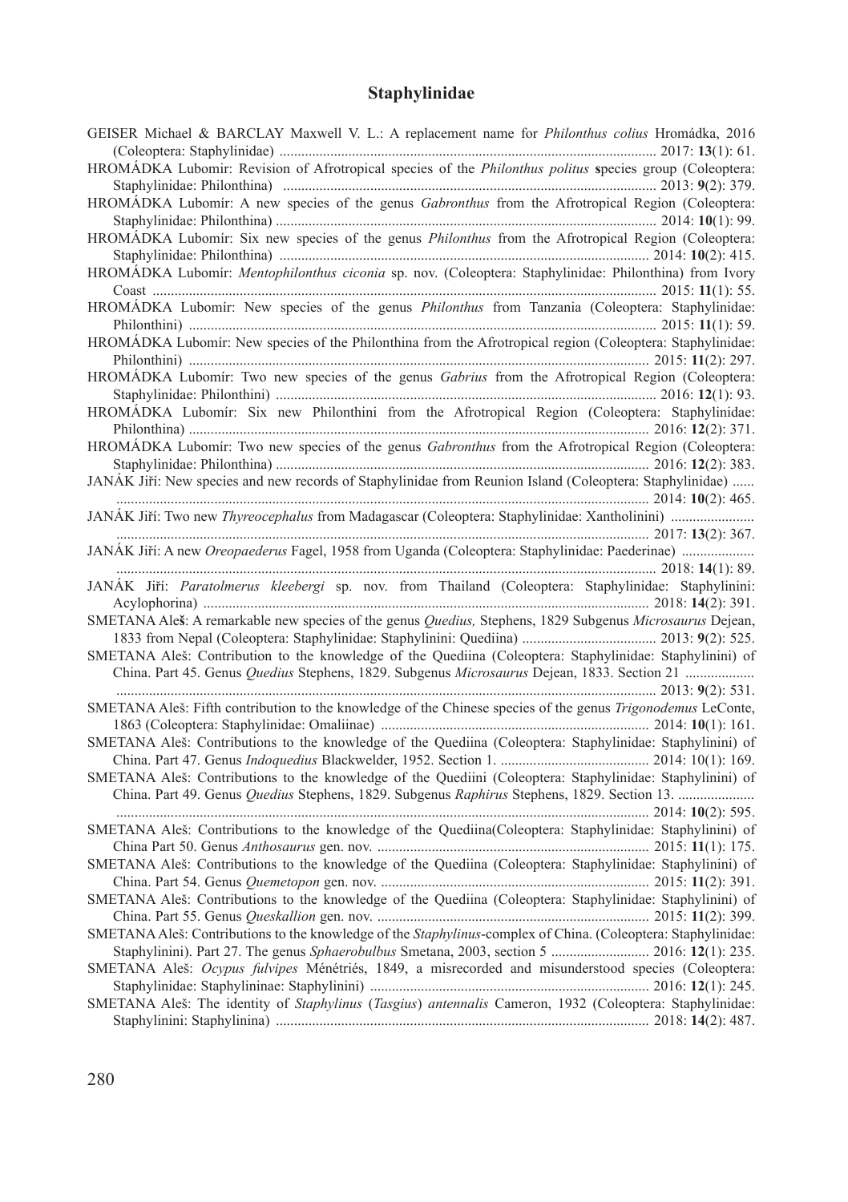## Staphylinidae

GEISER Michael & BARCLAY Maxwell V. L.: A replacement name for *Philonthus colius* Hromádka, 2016 (Coleoptera: Staphylinidae) ........................................................................................................ 2017: **13**(1): 61.

HROMÁDKA Lubomir: Revision of Afrotropical species of the *Philonthus politus* **s**pecies group (Coleoptera: Staphylinidae: Philonthina) ........................................................................................................ 2013: **9**(2): 379.

HROMÁDKA Lubomír: A new species of the genus *Gabronthus* from the Afrotropical Region (Coleoptera: Staphylinidae: Philonthina) ........................................................................................................ 2014: **10**(1): 99.

HROMÁDKA Lubomír: Six new species of the genus *Philonthus* from the Afrotropical Region (Coleoptera: Staphylinidae: Philonthina) ........................................................................................................ 2014: **10**(2): 415.

HROMÁDKA Lubomír: *Mentophilonthus ciconia* sp. nov. (Coleoptera: Staphylinidae: Philonthina) from Ivory Coast ........................................................................................................ 2015: **11**(1): 55.

HROMÁDKA Lubomír: New species of the genus *Philonthus* from Tanzania (Coleoptera: Staphylinidae: Philonthini) ........................................................................................................ 2015: **11**(1): 59.

HROMÁDKA Lubomír: New species of the Philonthina from the Afrotropical region (Coleoptera: Staphylinidae: Philonthini) ........................................................................................................ 2015: **11**(2): 297.

HROMÁDKA Lubomír: Two new species of the genus *Gabrius* from the Afrotropical Region (Coleoptera: Staphylinidae: Philonthini) ........................................................................................................ 2016: **12**(1): 93.

HROMÁDKA Lubomír: Six new Philonthini from the Afrotropical Region (Coleoptera: Staphylinidae: Philonthina) ........................................................................................................ 2016: **12**(2): 371.

HROMÁDKA Lubomír: Two new species of the genus *Gabronthus* from the Afrotropical Region (Coleoptera: Staphylinidae: Philonthina) ........................................................................................................ 2016: **12**(2): 383.

JANÁK Jiří: New species and new records of Staphylinidae from Reunion Island (Coleoptera: Staphylinidae) ........................................................................................................ 2014: **10**(2): 465.

JANÁK Jiří: Two new *Thyreocephalus* from Madagascar (Coleoptera: Staphylinidae: Xantholinini) ........................................................................................................ 2017: **13**(2): 367.

JANÁK Jiří: A new *Oreopaederus* Fagel, 1958 from Uganda (Coleoptera: Staphylinidae: Paederinae) ........................................................................................................ 2018: **14**(1): 89.

JANÁK Jiří: *Paratolmerus kleebergi* sp. nov. from Thailand (Coleoptera: Staphylinidae: Staphylinini: Acylophorina) ........................................................................................................ 2018: **14**(2): 391.

SMETANA Ale**š**: A remarkable new species of the genus *Quedius,* Stephens, 1829 Subgenus *Microsaurus* Dejean, 1833 from Nepal (Coleoptera: Staphylinidae: Staphylinini: Quediina) ........................................ 2013: **9**(2): 525.

SMETANA Aleš: Contribution to the knowledge of the Quediina (Coleoptera: Staphylinidae: Staphylinini) of China. Part 45. Genus *Quedius* Stephens, 1829. Subgenus *Microsaurus* Dejean, 1833. Section 21 ........................................................................................................ 2013: **9**(2): 531.

SMETANA Aleš: Fifth contribution to the knowledge of the Chinese species of the genus *Trigonodemus* LeConte, 1863 (Coleoptera: Staphylinidae: Omaliinae) ........................................................................ 2014: **10**(1): 161.

SMETANA Aleš: Contributions to the knowledge of the Quediina (Coleoptera: Staphylinidae: Staphylinini) of China. Part 47. Genus *Indoquedius* Blackwelder, 1952. Section 1. ........................................ 2014: 10(1): 169.

SMETANA Aleš: Contributions to the knowledge of the Quediini (Coleoptera: Staphylinidae: Staphylinini) of China. Part 49. Genus *Quedius* Stephens, 1829. Subgenus *Raphirus* Stephens, 1829. Section 13. ........................................................................................................ 2014: **10**(2): 595.

SMETANA Aleš: Contributions to the knowledge of the Quediina(Coleoptera: Staphylinidae: Staphylinini) of China Part 50. Genus *Anthosaurus* gen. nov. ........................................................................ 2015: **11**(1): 175.

SMETANA Aleš: Contributions to the knowledge of the Quediina (Coleoptera: Staphylinidae: Staphylinini) of China. Part 54. Genus *Quemetopon* gen. nov. ........................................................................ 2015: **11**(2): 391.

SMETANA Aleš: Contributions to the knowledge of the Quediina (Coleoptera: Staphylinidae: Staphylinini) of China. Part 55. Genus *Queskallion* gen. nov. ........................................................................ 2015: **11**(2): 399.

SMETANA Aleš: Contributions to the knowledge of the *Staphylinus*-complex of China. (Coleoptera: Staphylinidae: Staphylinini). Part 27. The genus *Sphaerobulbus* Smetana, 2003, section 5 ........................... 2016: **12**(1): 235.

SMETANA Aleš: *Ocypus fulvipes* Ménétriés, 1849, a misrecorded and misunderstood species (Coleoptera: Staphylinidae: Staphylininae: Staphylinini) ........................................................................ 2016: **12**(1): 245.

SMETANA Aleš: The identity of *Staphylinus* (*Tasgius*) *antennalis* Cameron, 1932 (Coleoptera: Staphylinidae: Staphylinini: Staphylinina) ........................................................................................................ 2018: **14**(2): 487.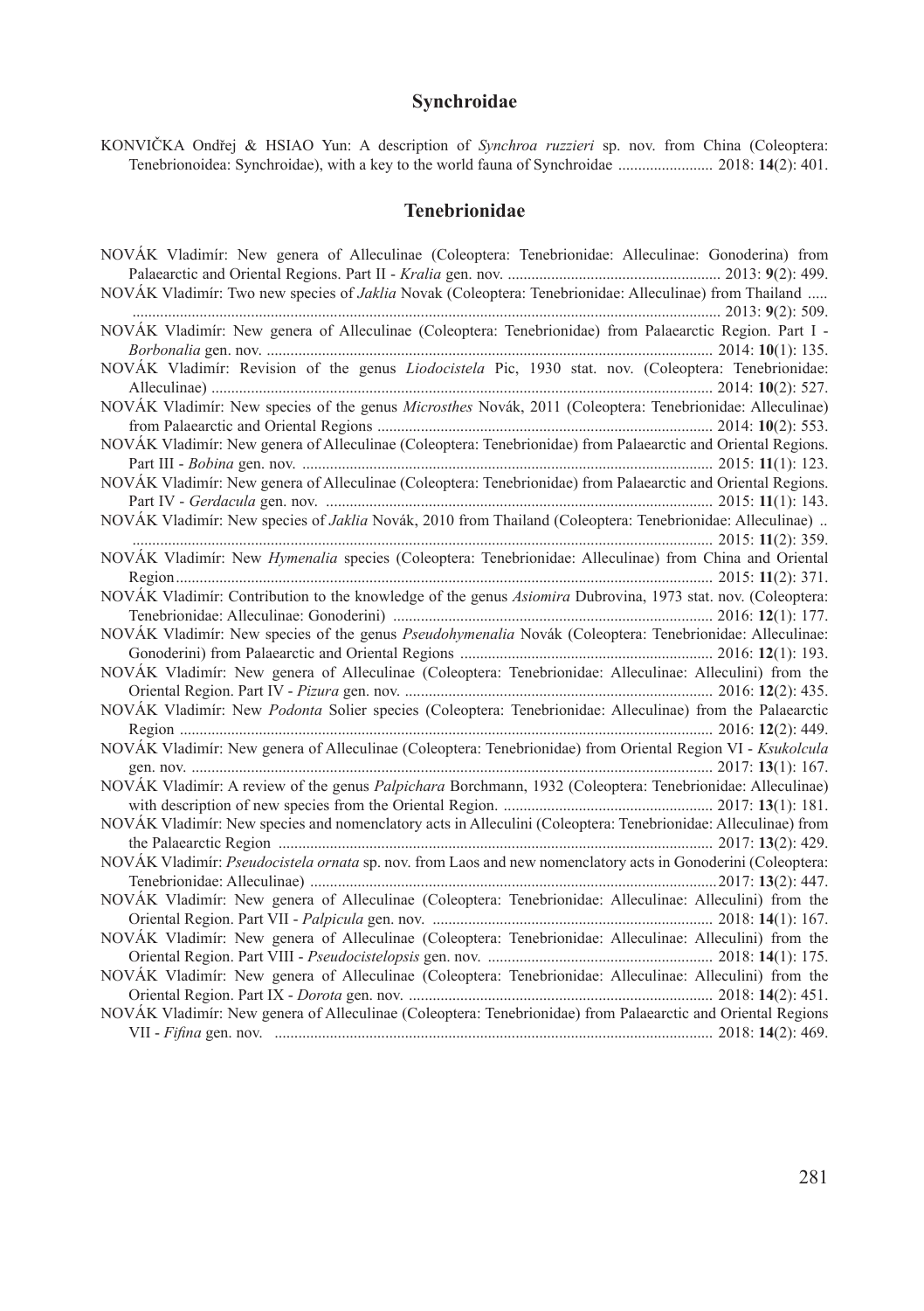## Synchroidae

KONVIČKA Ondřej & HSIAO Yun: A description of *Synchroa ruzzieri* sp. nov. from China (Coleoptera: Tenebrionoidea: Synchroidae), with a key to the world fauna of Synchroidae ........................ 2018: **14**(2): 401.

## Tenebrionidae

NOVÁK Vladimír: New genera of Alleculinae (Coleoptera: Tenebrionidae: Alleculinae: Gonoderina) from Palaearctic and Oriental Regions. Part II - *Kralia* gen. nov. ...................................................... 2013: **9**(2): 499.

NOVÁK Vladimír: Two new species of *Jaklia* Novak (Coleoptera: Tenebrionidae: Alleculinae) from Thailand ..... .................................................................................................................................................... 2013: **9**(2): 509.

NOVÁK Vladimír: New genera of Alleculinae (Coleoptera: Tenebrionidae) from Palaearctic Region. Part I - *Borbonalia* gen. nov. ................................................................................................................... 2014: **10**(1): 135.

NOVÁK Vladimír: Revision of the genus *Liodocistela* Pic, 1930 stat. nov. (Coleoptera: Tenebrionidae: Alleculinae) ................................................................................................................................ 2014: **10**(2): 527.

NOVÁK Vladimír: New species of the genus *Microsthes* Novák, 2011 (Coleoptera: Tenebrionidae: Alleculinae) from Palaearctic and Oriental Regions .................................................................................... 2014: **10**(2): 553.

NOVÁK Vladimír: New genera of Alleculinae (Coleoptera: Tenebrionidae) from Palaearctic and Oriental Regions. Part III - *Bobina* gen. nov. ....................................................................................................... 2015: **11**(1): 123.

NOVÁK Vladimír: New genera of Alleculinae (Coleoptera: Tenebrionidae) from Palaearctic and Oriental Regions. Part IV - *Gerdacula* gen. nov. ................................................................................................. 2015: **11**(1): 143.

NOVÁK Vladimír: New species of *Jaklia* Novák, 2010 from Thailand (Coleoptera: Tenebrionidae: Alleculinae) .. .................................................................................................................................................... 2015: **11**(2): 359.

NOVÁK Vladimír: New *Hymenalia* species (Coleoptera: Tenebrionidae: Alleculinae) from China and Oriental Region........................................................................................................................................ 2015: **11**(2): 371.

NOVÁK Vladimír: Contribution to the knowledge of the genus *Asiomira* Dubrovina, 1973 stat. nov. (Coleoptera: Tenebrionidae: Alleculinae: Gonoderini) ................................................................................ 2016: **12**(1): 177.

NOVÁK Vladimír: New species of the genus *Pseudohymenalia* Novák (Coleoptera: Tenebrionidae: Alleculinae: Gonoderini) from Palaearctic and Oriental Regions ................................................................ 2016: **12**(1): 193.

NOVÁK Vladimír: New genera of Alleculinae (Coleoptera: Tenebrionidae: Alleculinae: Alleculini) from the Oriental Region. Part IV - *Pizura* gen. nov. ............................................................................. 2016: **12**(2): 435.

NOVÁK Vladimír: New *Podonta* Solier species (Coleoptera: Tenebrionidae: Alleculinae) from the Palaearctic Region ...................................................................................................................................... 2016: **12**(2): 449.

NOVÁK Vladimír: New genera of Alleculinae (Coleoptera: Tenebrionidae) from Oriental Region VI - *Ksukolcula* gen. nov. .................................................................................................................................... 2017: **13**(1): 167.

NOVÁK Vladimír: A review of the genus *Palpichara* Borchmann, 1932 (Coleoptera: Tenebrionidae: Alleculinae) with description of new species from the Oriental Region. ..................................................... 2017: **13**(1): 181.

NOVÁK Vladimír: New species and nomenclatory acts in Alleculini (Coleoptera: Tenebrionidae: Alleculinae) from the Palaearctic Region ............................................................................................................. 2017: **13**(2): 429.

NOVÁK Vladimír: *Pseudocistela ornata* sp. nov. from Laos and new nomenclatory acts in Gonoderini (Coleoptera: Tenebrionidae: Alleculinae) ......................................................................................................2017: **13**(2): 447.

NOVÁK Vladimír: New genera of Alleculinae (Coleoptera: Tenebrionidae: Alleculinae: Alleculini) from the Oriental Region. Part VII - *Palpicula* gen. nov. ...................................................................... 2018: **14**(1): 167.

NOVÁK Vladimír: New genera of Alleculinae (Coleoptera: Tenebrionidae: Alleculinae: Alleculini) from the Oriental Region. Part VIII - *Pseudocistelopsis* gen. nov. ......................................................... 2018: **14**(1): 175.

NOVÁK Vladimír: New genera of Alleculinae (Coleoptera: Tenebrionidae: Alleculinae: Alleculini) from the Oriental Region. Part IX - *Dorota* gen. nov. ............................................................................ 2018: **14**(2): 451.

NOVÁK Vladimír: New genera of Alleculinae (Coleoptera: Tenebrionidae) from Palaearctic and Oriental Regions VII - *Fifina* gen. nov. .............................................................................................................. 2018: **14**(2): 469.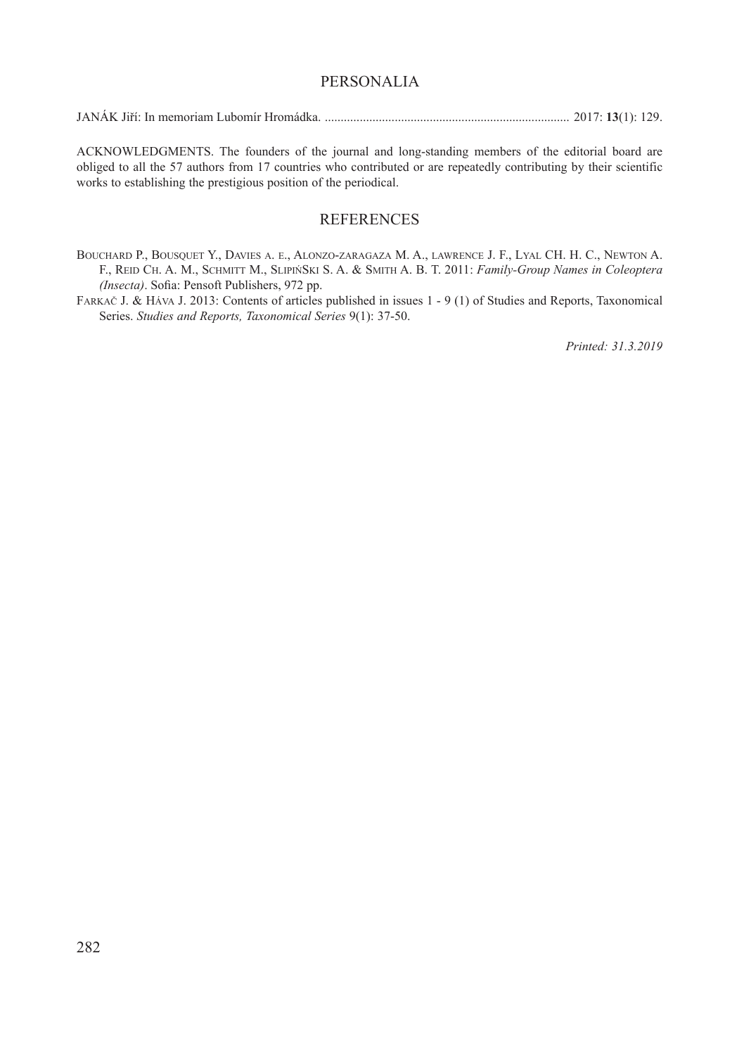## PERSONALIA

JANÁK Jiří: In memoriam Lubomír Hromádka. ............................................................................ 2017: **13**(1): 129.

ACKNOWLEDGMENTS. The founders of the journal and long-standing members of the editorial board are obliged to all the 57 authors from 17 countries who contributed or are repeatedly contributing by their scientific works to establishing the prestigious position of the periodical.

## REFERENCES

Bouchard P., Bousquet Y., Davies a. e., Alonzo-zaragaza M. A., lawrence J. F., Lyal CH. H. C., Newton A. F., Reid Ch. A. M., Schmitt M., SlipińSki S. A. & Smith A. B. T. 2011: *Family-Group Names in Coleoptera (Insecta)*. Sofia: Pensoft Publishers, 972 pp.

Farkač J. & Háva J. 2013: Contents of articles published in issues 1 - 9 (1) of Studies and Reports, Taxonomical Series. *Studies and Reports, Taxonomical Series* 9(1): 37-50.

*Printed: 31.3.2019*